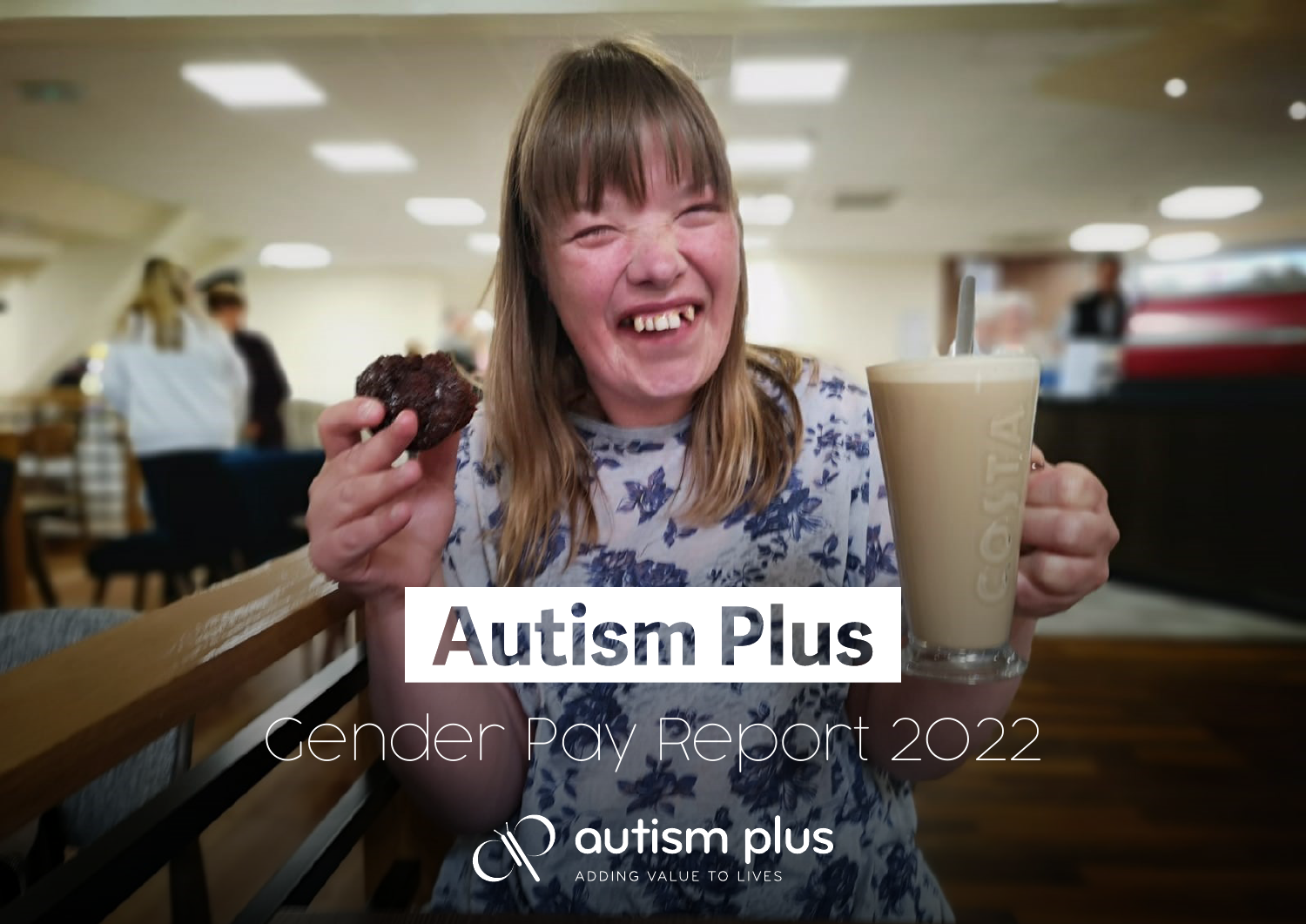# Autism Plus

## Gender Pay Report 2022

autism plus

ADDING VALUE TO LIVES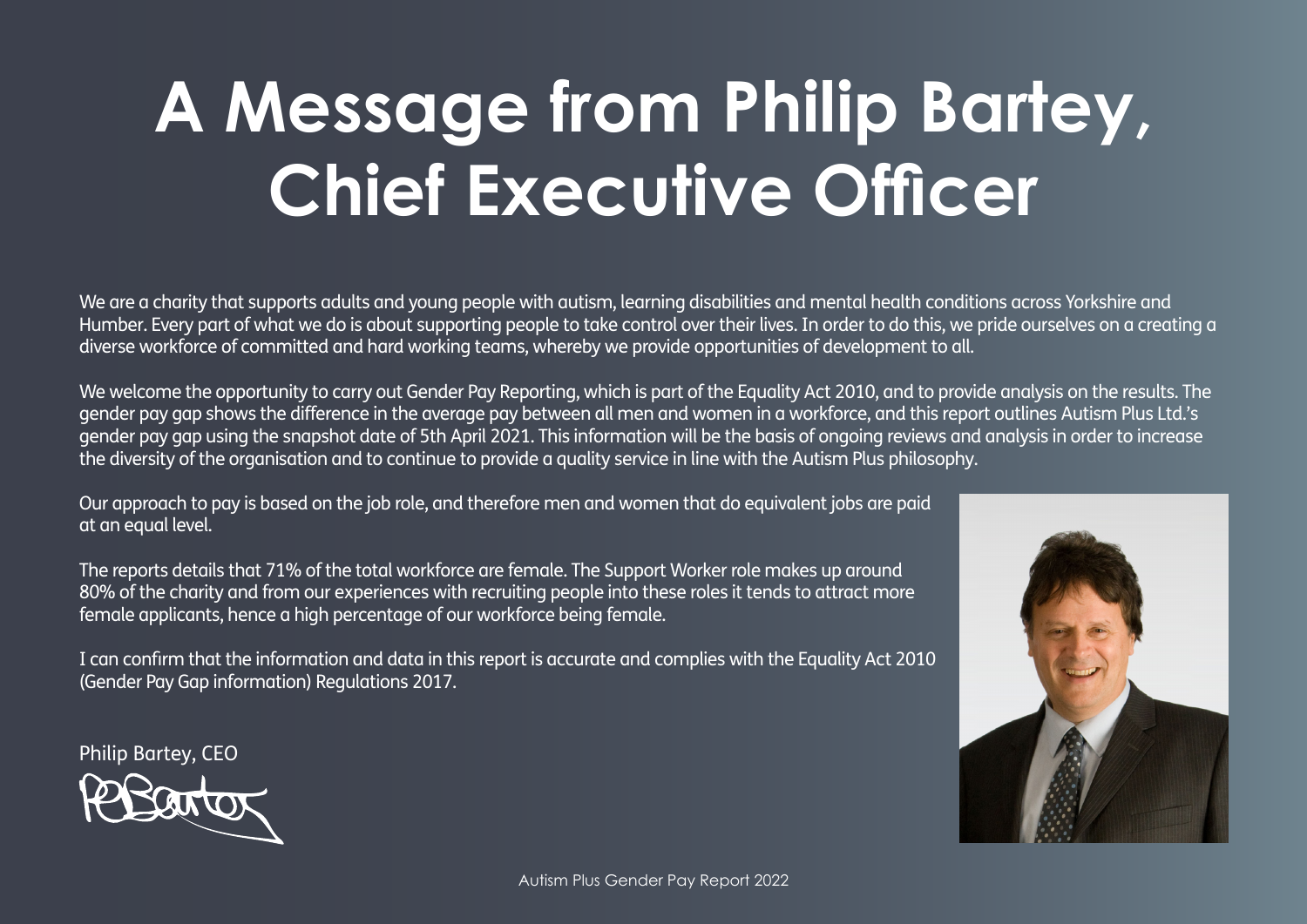# A Message from Philip Bartey, Chief Executive Officer

We are a charity that supports adults and young people with autism, learning disabilities and mental health conditions across Yorkshire and Humber. Every part of what we do is about supporting people to take control over their lives. In order to do this, we pride ourselves on a creating a diverse workforce of committed and hard working teams, whereby we provide opportunities of development to all.

We welcome the opportunity to carry out Gender Pay Reporting, which is part of the Equality Act 2010, and to provide analysis on the results. The gender pay gap shows the difference in the average pay between all men and women in a workforce, and this report outlines Autism Plus Ltd.'s gender pay gap using the snapshot date of 5th April 2021. This information will be the basis of ongoing reviews and analysis in order to increase the diversity of the organisation and to continue to provide a quality service in line with the Autism Plus philosophy.

Our approach to pay is based on the job role, and therefore men and women that do equivalent jobs are paid at an equal level.

The reports details that 71% of the total workforce are female. The Support Worker role makes up around 80% of the charity and from our experiences with recruiting people into these roles it tends to attract more female applicants, hence a high percentage of our workforce being female.

I can confirm that the information and data in this report is accurate and complies with the Equality Act 2010 (Gender Pay Gap information) Regulations 2017.

Philip Bartey, CEO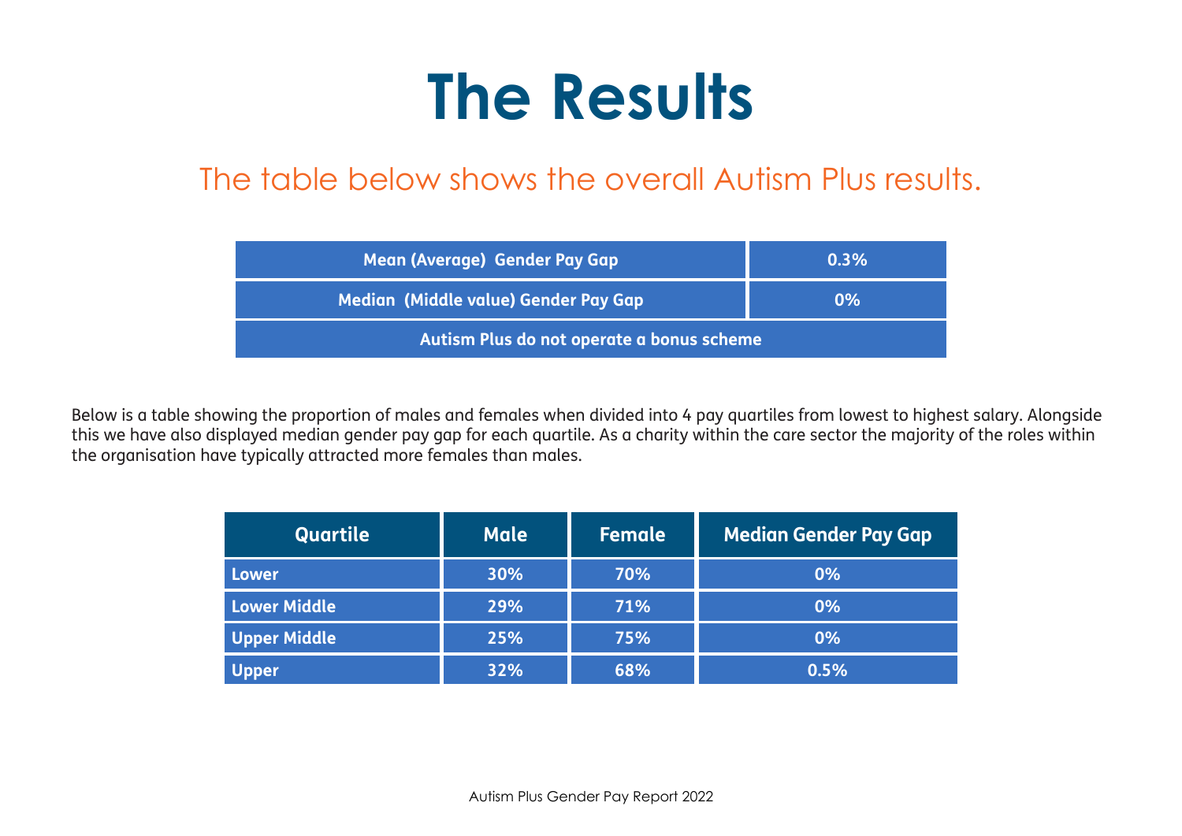# The Results

## The table below shows the overall Autism Plus results.

| Mean (Average) Gender Pay Gap | 0.3% |
| --- | --- |
| Median (Middle value) Gender Pay Gap | 0% |
| Autism Plus do not operate a bonus scheme | |

Below is a table showing the proportion of males and females when divided into 4 pay quartiles from lowest to highest salary. Alongside this we have also displayed median gender pay gap for each quartile. As a charity within the care sector the majority of the roles within the organisation have typically attracted more females than males.

| Quartile | Male | Female | Median Gender Pay Gap |
| --- | --- | --- | --- |
| Lower | 30% | 70% | 0% |
| Lower Middle | 29% | 71% | 0% |
| Upper Middle | 25% | 75% | 0% |
| Upper | 32% | 68% | 0.5% |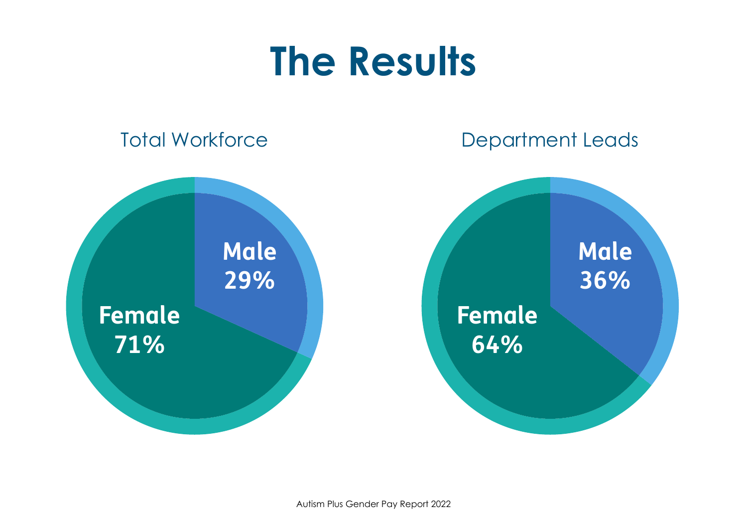# The Results

## Total Workforce

**Male**
**29%**

**Female**
**71%**

## Department Leads

**Male**
**36%**

**Female**
**64%**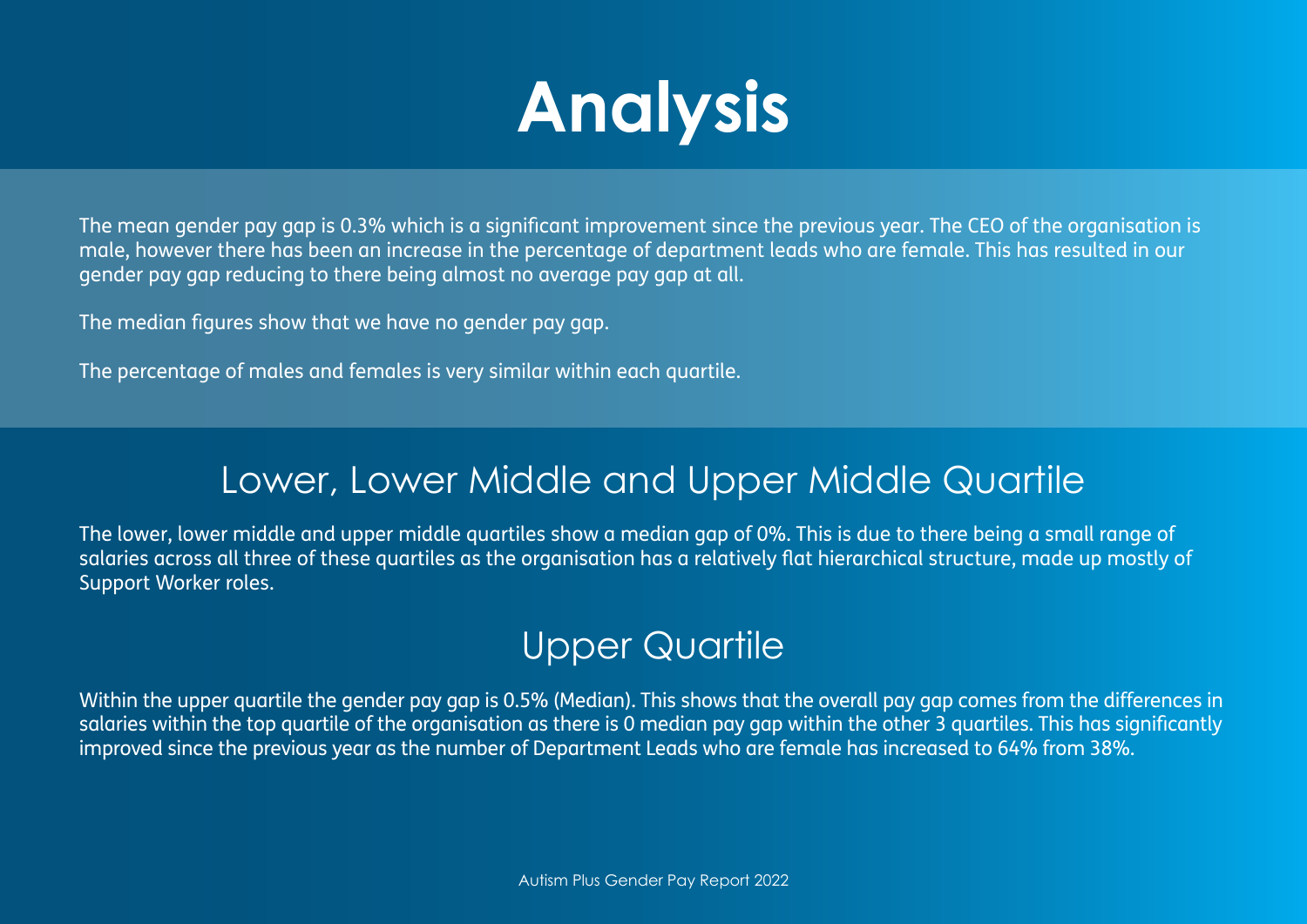# Analysis

The mean gender pay gap is 0.3% which is a significant improvement since the previous year. The CEO of the organisation is male, however there has been an increase in the percentage of department leads who are female. This has resulted in our gender pay gap reducing to there being almost no average pay gap at all.

The median figures show that we have no gender pay gap.

The percentage of males and females is very similar within each quartile.

## Lower, Lower Middle and Upper Middle Quartile

The lower, lower middle and upper middle quartiles show a median gap of 0%. This is due to there being a small range of salaries across all three of these quartiles as the organisation has a relatively flat hierarchical structure, made up mostly of Support Worker roles.

## Upper Quartile

Within the upper quartile the gender pay gap is 0.5% (Median). This shows that the overall pay gap comes from the differences in salaries within the top quartile of the organisation as there is 0 median pay gap within the other 3 quartiles. This has significantly improved since the previous year as the number of Department Leads who are female has increased to 64% from 38%.